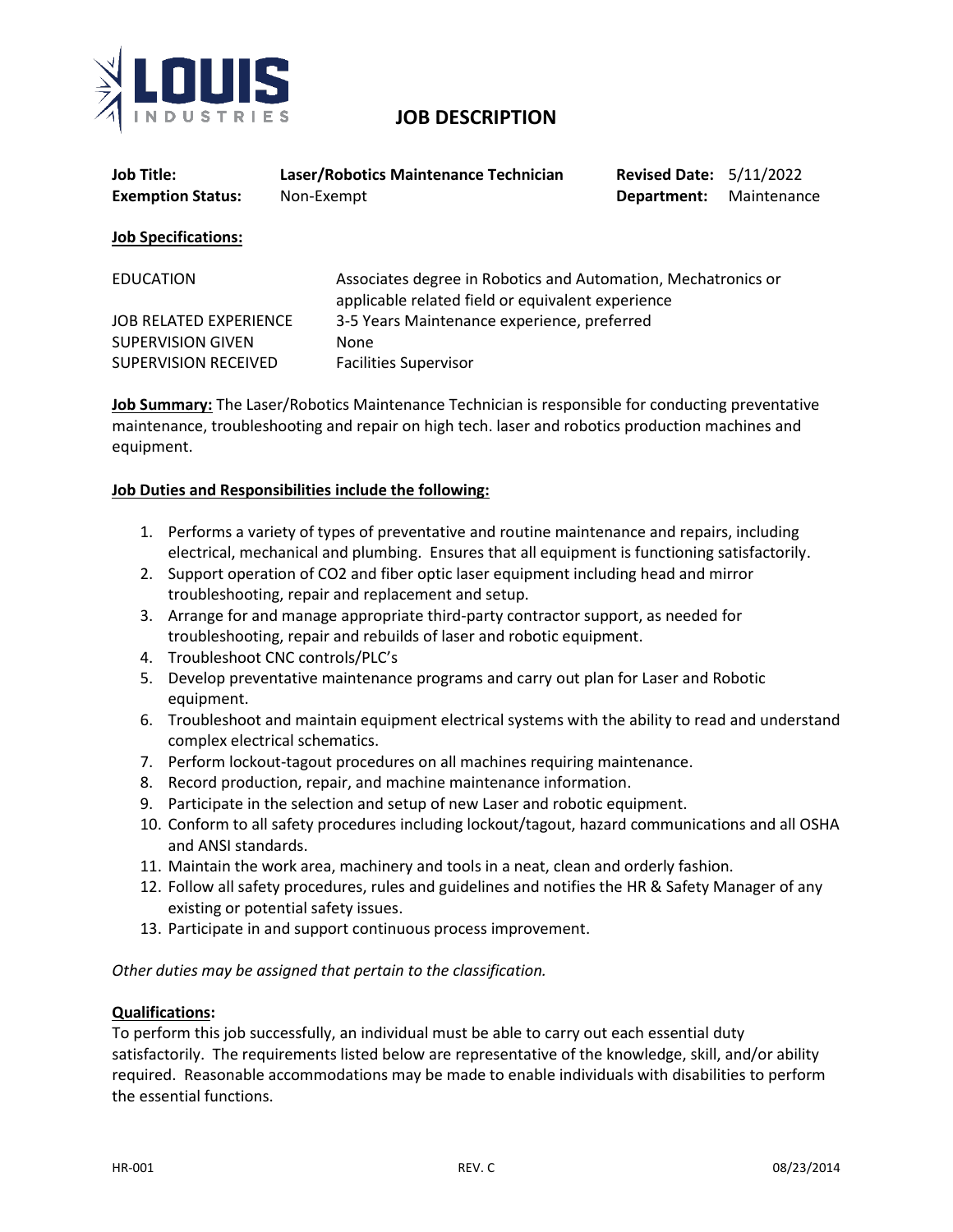LOUIS INDUSTRIES

# JOB DESCRIPTION

| | | | |
|---|---|---|---|
| **Job Title:** | **Laser/Robotics Maintenance Technician** | **Revised Date:** | 5/11/2022 |
| **Exemption Status:** | Non-Exempt | **Department:** | Maintenance |

**Job Specifications:**

| | |
|---|---|
| EDUCATION | Associates degree in Robotics and Automation, Mechatronics or applicable related field or equivalent experience |
| JOB RELATED EXPERIENCE | 3-5 Years Maintenance experience, preferred |
| SUPERVISION GIVEN | None |
| SUPERVISION RECEIVED | Facilities Supervisor |

**Job Summary:** The Laser/Robotics Maintenance Technician is responsible for conducting preventative maintenance, troubleshooting and repair on high tech. laser and robotics production machines and equipment.

**Job Duties and Responsibilities include the following:**

1. Performs a variety of types of preventative and routine maintenance and repairs, including electrical, mechanical and plumbing. Ensures that all equipment is functioning satisfactorily.
2. Support operation of CO2 and fiber optic laser equipment including head and mirror troubleshooting, repair and replacement and setup.
3. Arrange for and manage appropriate third-party contractor support, as needed for troubleshooting, repair and rebuilds of laser and robotic equipment.
4. Troubleshoot CNC controls/PLC's
5. Develop preventative maintenance programs and carry out plan for Laser and Robotic equipment.
6. Troubleshoot and maintain equipment electrical systems with the ability to read and understand complex electrical schematics.
7. Perform lockout-tagout procedures on all machines requiring maintenance.
8. Record production, repair, and machine maintenance information.
9. Participate in the selection and setup of new Laser and robotic equipment.
10. Conform to all safety procedures including lockout/tagout, hazard communications and all OSHA and ANSI standards.
11. Maintain the work area, machinery and tools in a neat, clean and orderly fashion.
12. Follow all safety procedures, rules and guidelines and notifies the HR & Safety Manager of any existing or potential safety issues.
13. Participate in and support continuous process improvement.

*Other duties may be assigned that pertain to the classification.*

**Qualifications:**

To perform this job successfully, an individual must be able to carry out each essential duty satisfactorily. The requirements listed below are representative of the knowledge, skill, and/or ability required. Reasonable accommodations may be made to enable individuals with disabilities to perform the essential functions.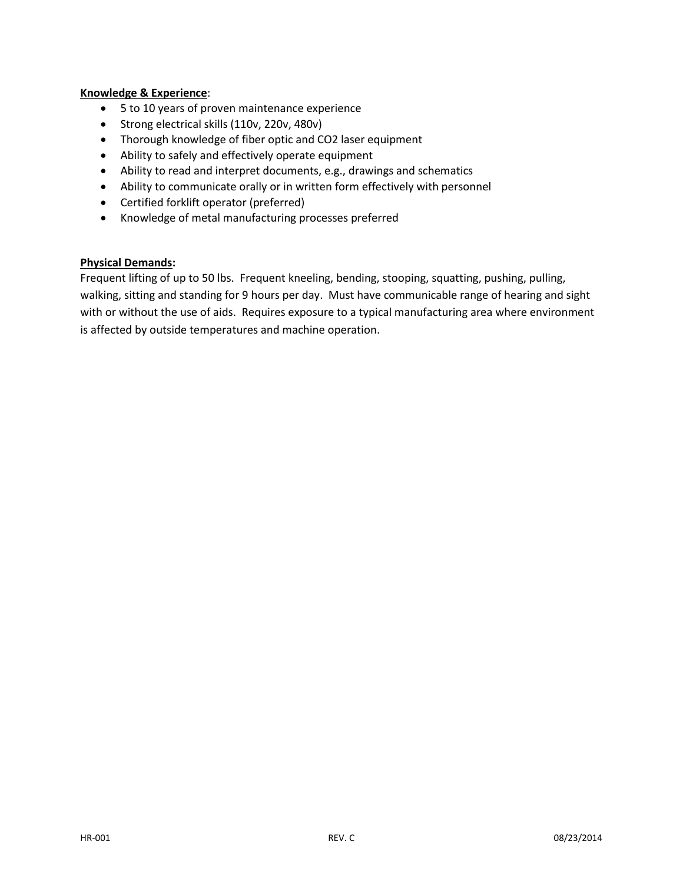**Knowledge & Experience**:

- 5 to 10 years of proven maintenance experience
- Strong electrical skills (110v, 220v, 480v)
- Thorough knowledge of fiber optic and $CO_2$ laser equipment
- Ability to safely and effectively operate equipment
- Ability to read and interpret documents, e.g., drawings and schematics
- Ability to communicate orally or in written form effectively with personnel
- Certified forklift operator (preferred)
- Knowledge of metal manufacturing processes preferred

**Physical Demands:**

Frequent lifting of up to 50 lbs. Frequent kneeling, bending, stooping, squatting, pushing, pulling, walking, sitting and standing for 9 hours per day. Must have communicable range of hearing and sight with or without the use of aids. Requires exposure to a typical manufacturing area where environment is affected by outside temperatures and machine operation.